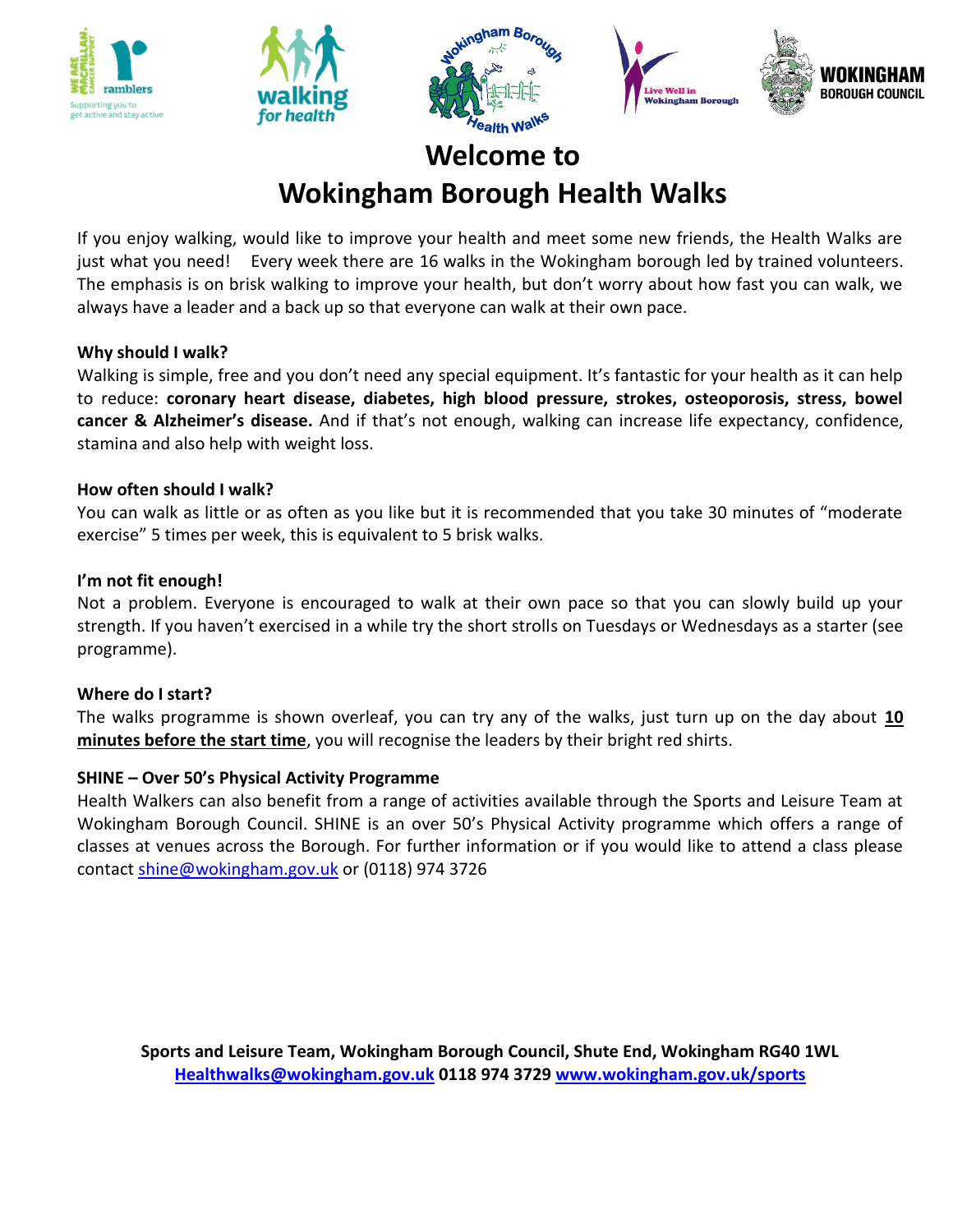# Welcome to
# Wokingham Borough Health Walks

If you enjoy walking, would like to improve your health and meet some new friends, the Health Walks are just what you need! Every week there are 16 walks in the Wokingham borough led by trained volunteers. The emphasis is on brisk walking to improve your health, but don't worry about how fast you can walk, we always have a leader and a back up so that everyone can walk at their own pace.

**Why should I walk?**

Walking is simple, free and you don't need any special equipment. It's fantastic for your health as it can help to reduce: **coronary heart disease, diabetes, high blood pressure, strokes, osteoporosis, stress, bowel cancer & Alzheimer's disease.** And if that's not enough, walking can increase life expectancy, confidence, stamina and also help with weight loss.

**How often should I walk?**

You can walk as little or as often as you like but it is recommended that you take 30 minutes of "moderate exercise" 5 times per week, this is equivalent to 5 brisk walks.

**I'm not fit enough!**

Not a problem. Everyone is encouraged to walk at their own pace so that you can slowly build up your strength. If you haven't exercised in a while try the short strolls on Tuesdays or Wednesdays as a starter (see programme).

**Where do I start?**

The walks programme is shown overleaf, you can try any of the walks, just turn up on the day about **10 minutes before the start time**, you will recognise the leaders by their bright red shirts.

**SHINE – Over 50's Physical Activity Programme**

Health Walkers can also benefit from a range of activities available through the Sports and Leisure Team at Wokingham Borough Council. SHINE is an over 50's Physical Activity programme which offers a range of classes at venues across the Borough. For further information or if you would like to attend a class please contact shine@wokingham.gov.uk or (0118) 974 3726

**Sports and Leisure Team, Wokingham Borough Council, Shute End, Wokingham RG40 1WL**
**Healthwalks@wokingham.gov.uk 0118 974 3729 www.wokingham.gov.uk/sports**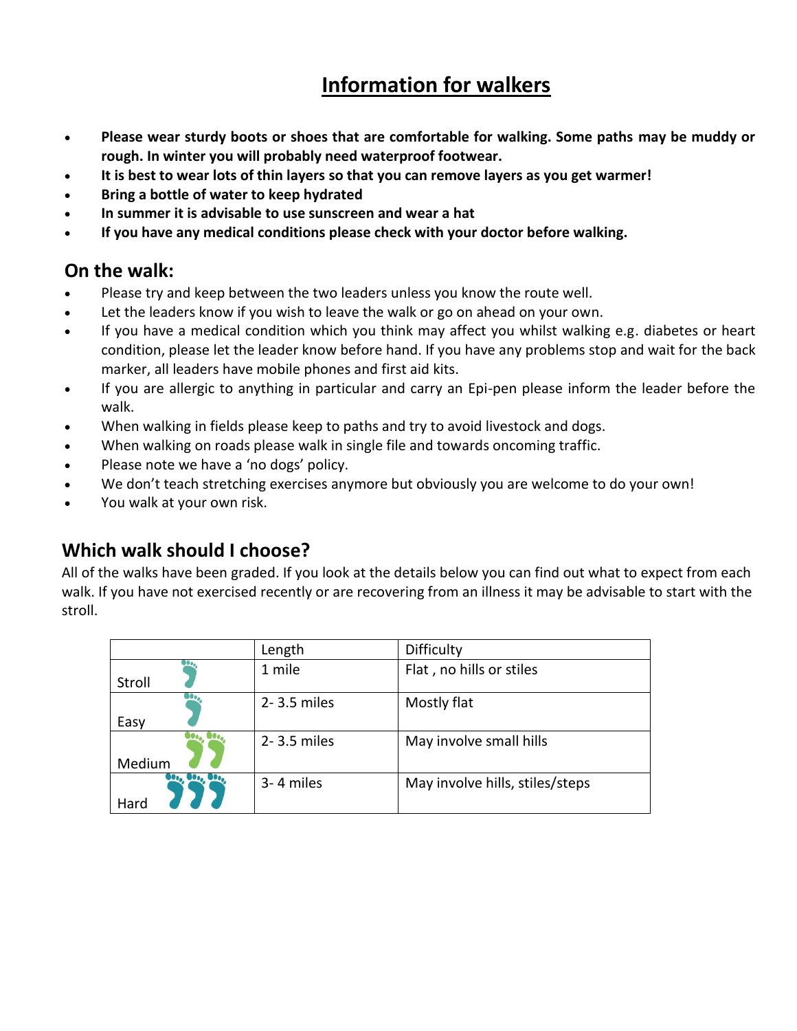# Information for walkers

- **Please wear sturdy boots or shoes that are comfortable for walking. Some paths may be muddy or rough. In winter you will probably need waterproof footwear.**
- **It is best to wear lots of thin layers so that you can remove layers as you get warmer!**
- **Bring a bottle of water to keep hydrated**
- **In summer it is advisable to use sunscreen and wear a hat**
- **If you have any medical conditions please check with your doctor before walking.**

## On the walk:

- Please try and keep between the two leaders unless you know the route well.
- Let the leaders know if you wish to leave the walk or go on ahead on your own.
- If you have a medical condition which you think may affect you whilst walking e.g. diabetes or heart condition, please let the leader know before hand. If you have any problems stop and wait for the back marker, all leaders have mobile phones and first aid kits.
- If you are allergic to anything in particular and carry an Epi-pen please inform the leader before the walk.
- When walking in fields please keep to paths and try to avoid livestock and dogs.
- When walking on roads please walk in single file and towards oncoming traffic.
- Please note we have a 'no dogs' policy.
- We don't teach stretching exercises anymore but obviously you are welcome to do your own!
- You walk at your own risk.

## Which walk should I choose?

All of the walks have been graded. If you look at the details below you can find out what to expect from each walk. If you have not exercised recently or are recovering from an illness it may be advisable to start with the stroll.

| | Length | Difficulty |
|---|---|---|
| Stroll | 1 mile | Flat , no hills or stiles |
| Easy | 2- 3.5 miles | Mostly flat |
| Medium | 2- 3.5 miles | May involve small hills |
| Hard | 3- 4 miles | May involve hills, stiles/steps |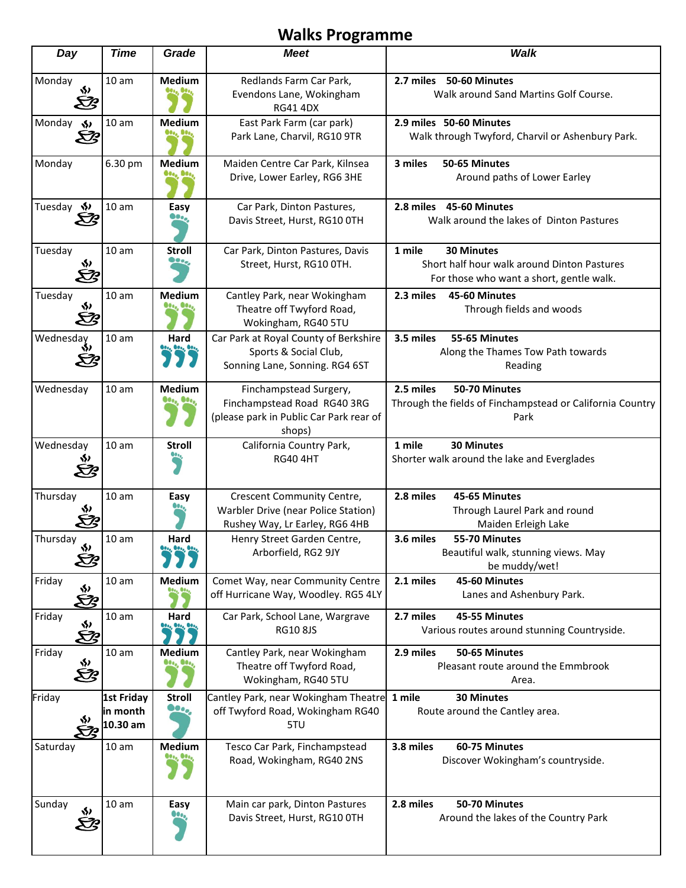# Walks Programme

| Day | Time | Grade | Meet | Walk |
|---|---|---|---|---|
| Monday | 10 am | Medium | Redlands Farm Car Park, Evendons Lane, Wokingham RG41 4DX | **2.7 miles 50-60 Minutes** Walk around Sand Martins Golf Course. |
| Monday | 10 am | Medium | East Park Farm (car park) Park Lane, Charvil, RG10 9TR | **2.9 miles 50-60 Minutes** Walk through Twyford, Charvil or Ashenbury Park. |
| Monday | 6.30 pm | Medium | Maiden Centre Car Park, Kilnsea Drive, Lower Earley, RG6 3HE | **3 miles 50-65 Minutes** Around paths of Lower Earley |
| Tuesday | 10 am | Easy | Car Park, Dinton Pastures, Davis Street, Hurst, RG10 0TH | **2.8 miles 45-60 Minutes** Walk around the lakes of Dinton Pastures |
| Tuesday | 10 am | Stroll | Car Park, Dinton Pastures, Davis Street, Hurst, RG10 0TH. | **1 mile 30 Minutes** Short half hour walk around Dinton Pastures For those who want a short, gentle walk. |
| Tuesday | 10 am | Medium | Cantley Park, near Wokingham Theatre off Twyford Road, Wokingham, RG40 5TU | **2.3 miles 45-60 Minutes** Through fields and woods |
| Wednesday | 10 am | Hard | Car Park at Royal County of Berkshire Sports & Social Club, Sonning Lane, Sonning. RG4 6ST | **3.5 miles 55-65 Minutes** Along the Thames Tow Path towards Reading |
| Wednesday | 10 am | Medium | Finchampstead Surgery, Finchampstead Road RG40 3RG (please park in Public Car Park rear of shops) | **2.5 miles 50-70 Minutes** Through the fields of Finchampstead or California Country Park |
| Wednesday | 10 am | Stroll | California Country Park, RG40 4HT | **1 mile 30 Minutes** Shorter walk around the lake and Everglades |
| Thursday | 10 am | Easy | Crescent Community Centre, Warbler Drive (near Police Station) Rushey Way, Lr Earley, RG6 4HB | **2.8 miles 45-65 Minutes** Through Laurel Park and round Maiden Erleigh Lake |
| Thursday | 10 am | Hard | Henry Street Garden Centre, Arborfield, RG2 9JY | **3.6 miles 55-70 Minutes** Beautiful walk, stunning views. May be muddy/wet! |
| Friday | 10 am | Medium | Comet Way, near Community Centre off Hurricane Way, Woodley. RG5 4LY | **2.1 miles 45-60 Minutes** Lanes and Ashenbury Park. |
| Friday | 10 am | Hard | Car Park, School Lane, Wargrave RG10 8JS | **2.7 miles 45-55 Minutes** Various routes around stunning Countryside. |
| Friday | 10 am | Medium | Cantley Park, near Wokingham Theatre off Twyford Road, Wokingham, RG40 5TU | **2.9 miles 50-65 Minutes** Pleasant route around the Emmbrook Area. |
| Friday | **1st Friday in month 10.30 am** | Stroll | Cantley Park, near Wokingham Theatre off Twyford Road, Wokingham RG40 5TU | **1 mile 30 Minutes** Route around the Cantley area. |
| Saturday | 10 am | Medium | Tesco Car Park, Finchampstead Road, Wokingham, RG40 2NS | **3.8 miles 60-75 Minutes** Discover Wokingham's countryside. |
| Sunday | 10 am | Easy | Main car park, Dinton Pastures Davis Street, Hurst, RG10 0TH | **2.8 miles 50-70 Minutes** Around the lakes of the Country Park |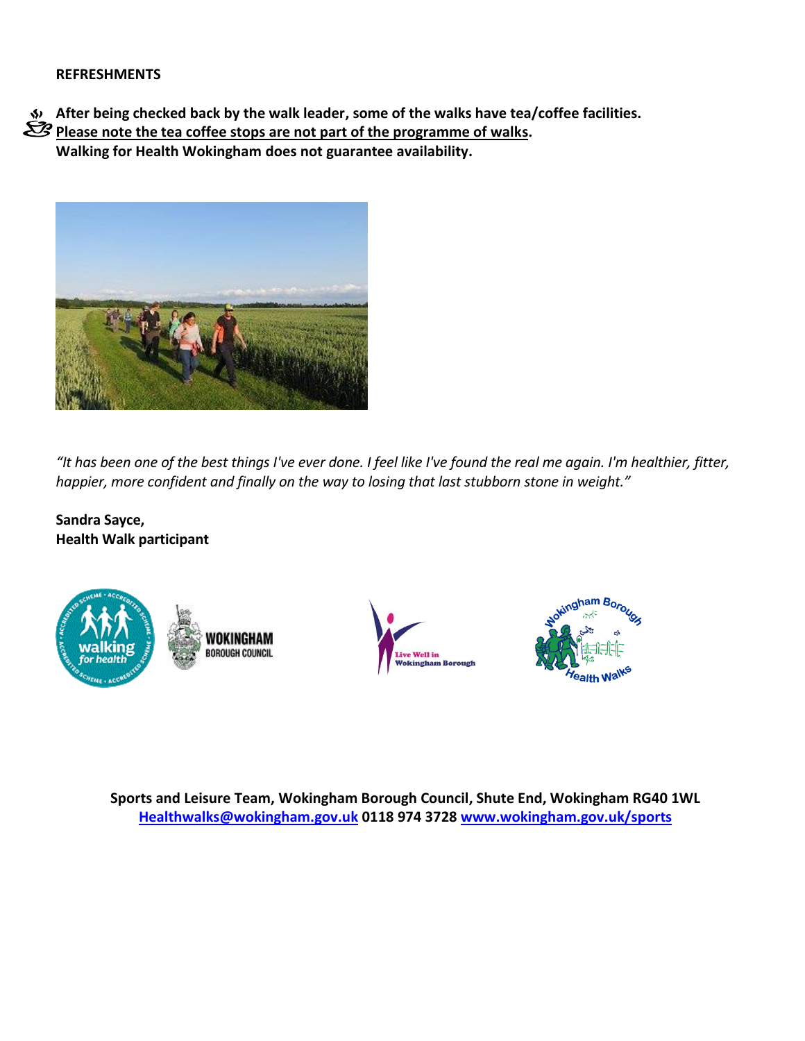**REFRESHMENTS**

**After being checked back by the walk leader, some of the walks have tea/coffee facilities.**
**Please note the tea coffee stops are not part of the programme of walks.**
**Walking for Health Wokingham does not guarantee availability.**

*"It has been one of the best things I've ever done. I feel like I've found the real me again. I'm healthier, fitter, happier, more confident and finally on the way to losing that last stubborn stone in weight."*

**Sandra Sayce,**
**Health Walk participant**

**Sports and Leisure Team, Wokingham Borough Council, Shute End, Wokingham RG40 1WL**
**Healthwalks@wokingham.gov.uk 0118 974 3728 www.wokingham.gov.uk/sports**